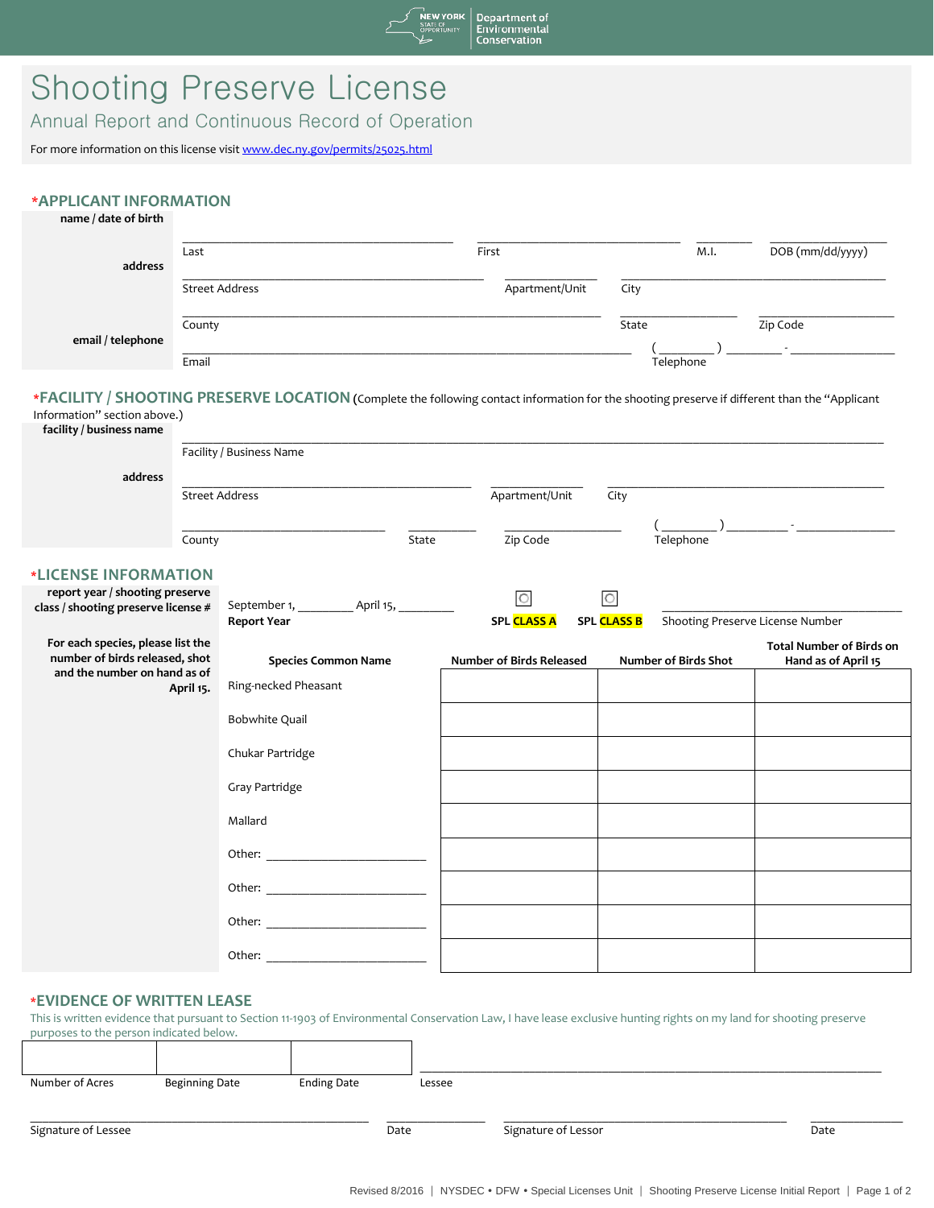# Shooting Preserve License

Annual Report and Continuous Record of Operation

For more information on this license visit www.dec.ny.gov/permits/25025.html

## *APPLICANT INFORMATION

**name / date of birth**

\_\_\_\_\_\_\_\_\_\_\_\_\_\_\_\_\_\_\_\_ Last \_\_\_\_\_\_\_\_\_\_\_\_\_\_\_\_\_\_\_\_ First \_\_\_\_\_\_ M.I. \_\_\_\_\_\_\_\_\_\_ DOB (mm/dd/yyyy)

**address**

\_\_\_\_\_\_\_\_\_\_\_\_\_\_\_\_\_\_\_\_ Street Address \_\_\_\_\_\_\_\_\_\_ Apartment/Unit \_\_\_\_\_\_\_\_\_\_\_\_\_\_\_\_\_\_\_\_ City

\_\_\_\_\_\_\_\_\_\_\_\_\_\_\_\_\_\_\_\_ County \_\_\_\_\_\_\_\_\_\_ State \_\_\_\_\_\_\_\_\_\_ Zip Code

**email / telephone**

\_\_\_\_\_\_\_\_\_\_\_\_\_\_\_\_\_\_\_\_ Email ( \_\_\_\_\_\_ ) \_\_\_\_\_\_ - \_\_\_\_\_\_\_\_ Telephone

## *FACILITY / SHOOTING PRESERVE LOCATION

(Complete the following contact information for the shooting preserve if different than the "Applicant Information" section above.)

**facility / business name**

\_\_\_\_\_\_\_\_\_\_\_\_\_\_\_\_\_\_\_\_ Facility / Business Name

**address**

\_\_\_\_\_\_\_\_\_\_\_\_\_\_\_\_\_\_\_\_ Street Address \_\_\_\_\_\_\_\_\_\_ Apartment/Unit \_\_\_\_\_\_\_\_\_\_\_\_\_\_\_\_\_\_\_\_ City

\_\_\_\_\_\_\_\_\_\_\_\_\_\_\_\_\_\_\_\_ County \_\_\_\_\_\_ State \_\_\_\_\_\_\_\_\_\_ Zip Code ( \_\_\_\_\_\_ ) \_\_\_\_\_\_ - \_\_\_\_\_\_\_\_ Telephone

## *LICENSE INFORMATION

**report year / shooting preserve class / shooting preserve license #**

September 1, \_\_\_\_\_\_\_\_ April 15, \_\_\_\_\_\_\_\_ **Report Year**

☐ **SPL CLASS A** ☐ **SPL CLASS B**

\_\_\_\_\_\_\_\_\_\_\_\_\_\_\_\_\_\_\_\_ Shooting Preserve License Number

**For each species, please list the number of birds released, shot and the number on hand as of April 15.**

| Species Common Name | Number of Birds Released | Number of Birds Shot | Total Number of Birds on Hand as of April 15 |
|---|---|---|---|
| Ring-necked Pheasant | | | |
| Bobwhite Quail | | | |
| Chukar Partridge | | | |
| Gray Partridge | | | |
| Mallard | | | |
| Other: \_\_\_\_\_\_\_\_\_\_ | | | |
| Other: \_\_\_\_\_\_\_\_\_\_ | | | |
| Other: \_\_\_\_\_\_\_\_\_\_ | | | |
| Other: \_\_\_\_\_\_\_\_\_\_ | | | |

## *EVIDENCE OF WRITTEN LEASE

This is written evidence that pursuant to Section 11-1903 of Environmental Conservation Law, I have lease exclusive hunting rights on my land for shooting preserve purposes to the person indicated below.

| Number of Acres | Beginning Date | Ending Date |
|---|---|---|
| | | |

\_\_\_\_\_\_\_\_\_\_\_\_\_\_\_\_\_\_\_\_ Lessee

\_\_\_\_\_\_\_\_\_\_\_\_\_\_\_\_\_\_\_\_ Signature of Lessee \_\_\_\_\_\_\_\_ Date \_\_\_\_\_\_\_\_\_\_\_\_\_\_\_\_\_\_\_\_ Signature of Lessor \_\_\_\_\_\_\_\_ Date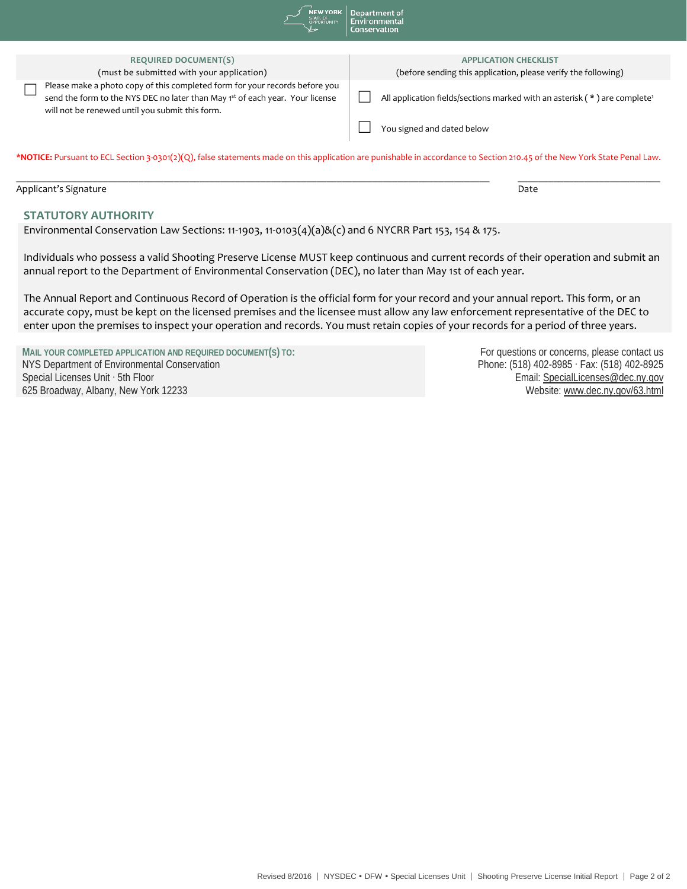| REQUIRED DOCUMENT(S) (must be submitted with your application) | APPLICATION CHECKLIST (before sending this application, please verify the following) |
| --- | --- |
| ☐ Please make a photo copy of this completed form for your records before you send the form to the NYS DEC no later than May 1st of each year. Your license will not be renewed until you submit this form. | ☐ All application fields/sections marked with an asterisk ( * ) are complete[1] |
| | ☐ You signed and dated below |

***NOTICE:** Pursuant to ECL Section 3-0301(2)(Q), false statements made on this application are punishable in accordance to Section 210.45 of the New York State Penal Law.

______________________________________________________________ ______________________

Applicant's Signature Date

## STATUTORY AUTHORITY

Environmental Conservation Law Sections: 11-1903, 11-0103(4)(a)&(c) and 6 NYCRR Part 153, 154 & 175.

Individuals who possess a valid Shooting Preserve License MUST keep continuous and current records of their operation and submit an annual report to the Department of Environmental Conservation (DEC), no later than May 1st of each year.

The Annual Report and Continuous Record of Operation is the official form for your record and your annual report. This form, or an accurate copy, must be kept on the licensed premises and the licensee must allow any law enforcement representative of the DEC to enter upon the premises to inspect your operation and records. You must retain copies of your records for a period of three years.

**MAIL YOUR COMPLETED APPLICATION AND REQUIRED DOCUMENT(S) TO:**
NYS Department of Environmental Conservation
Special Licenses Unit · 5th Floor
625 Broadway, Albany, New York 12233

For questions or concerns, please contact us
Phone: (518) 402-8985 · Fax: (518) 402-8925
Email: SpecialLicenses@dec.ny.gov
Website: www.dec.ny.gov/63.html